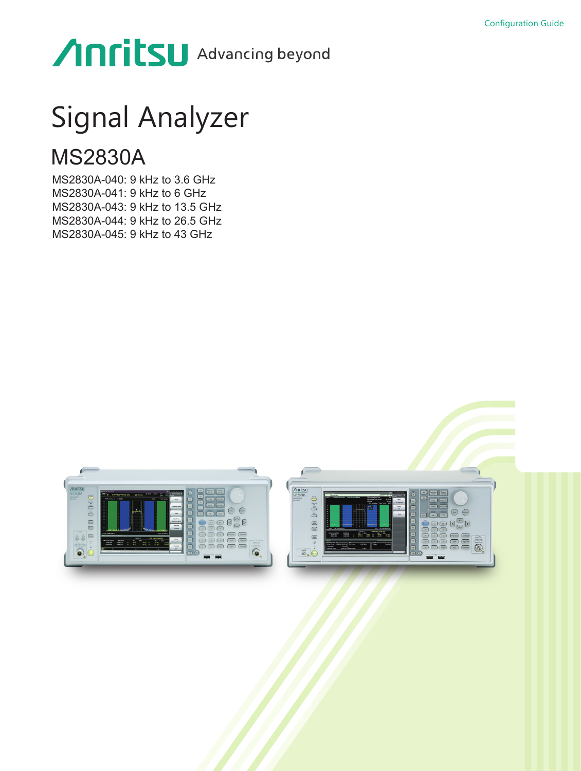Configuration Guide

Anritsu Advancing beyond

# Signal Analyzer

## MS2830A

MS2830A-040: 9 kHz to 3.6 GHz
MS2830A-041: 9 kHz to 6 GHz
MS2830A-043: 9 kHz to 13.5 GHz
MS2830A-044: 9 kHz to 26.5 GHz
MS2830A-045: 9 kHz to 43 GHz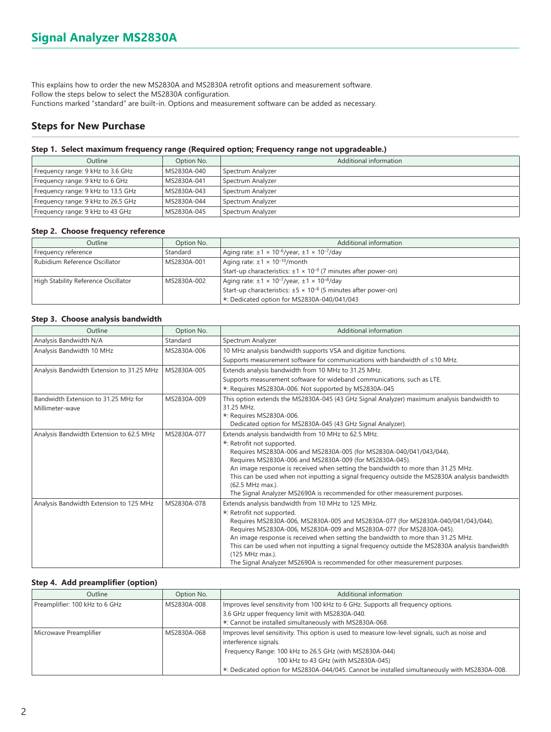# Signal Analyzer MS2830A

This explains how to order the new MS2830A and MS2830A retrofit options and measurement software.
Follow the steps below to select the MS2830A configuration.
Functions marked "standard" are built-in. Options and measurement software can be added as necessary.

## Steps for New Purchase

### Step 1. Select maximum frequency range (Required option; Frequency range not upgradeable.)

| Outline | Option No. | Additional information |
|---|---|---|
| Frequency range: 9 kHz to 3.6 GHz | MS2830A-040 | Spectrum Analyzer |
| Frequency range: 9 kHz to 6 GHz | MS2830A-041 | Spectrum Analyzer |
| Frequency range: 9 kHz to 13.5 GHz | MS2830A-043 | Spectrum Analyzer |
| Frequency range: 9 kHz to 26.5 GHz | MS2830A-044 | Spectrum Analyzer |
| Frequency range: 9 kHz to 43 GHz | MS2830A-045 | Spectrum Analyzer |

### Step 2. Choose frequency reference

| Outline | Option No. | Additional information |
|---|---|---|
| Frequency reference | Standard | Aging rate: $\pm1 \times 10^{-6}$/year, $\pm1 \times 10^{-7}$/day |
| Rubidium Reference Oscillator | MS2830A-001 | Aging rate: $\pm1 \times 10^{-10}$/month<br>Start-up characteristics: $\pm1 \times 10^{-9}$ (7 minutes after power-on) |
| High Stability Reference Oscillator | MS2830A-002 | Aging rate: $\pm1 \times 10^{-7}$/year, $\pm1 \times 10^{-8}$/day<br>Start-up characteristics: $\pm5 \times 10^{-8}$ (5 minutes after power-on)<br>*: Dedicated option for MS2830A-040/041/043 |

### Step 3. Choose analysis bandwidth

| Outline | Option No. | Additional information |
|---|---|---|
| Analysis Bandwidth N/A | Standard | Spectrum Analyzer |
| Analysis Bandwidth 10 MHz | MS2830A-006 | 10 MHz analysis bandwidth supports VSA and digitize functions.<br>Supports measurement software for communications with bandwidth of ≤10 MHz. |
| Analysis Bandwidth Extension to 31.25 MHz | MS2830A-005 | Extends analysis bandwidth from 10 MHz to 31.25 MHz.<br>Supports measurement software for wideband communications, such as LTE.<br>*: Requires MS2830A-006. Not supported by MS2830A-045 |
| Bandwidth Extension to 31.25 MHz for Millimeter-wave | MS2830A-009 | This option extends the MS2830A-045 (43 GHz Signal Analyzer) maximum analysis bandwidth to 31.25 MHz.<br>*: Requires MS2830A-006.<br>Dedicated option for MS2830A-045 (43 GHz Signal Analyzer). |
| Analysis Bandwidth Extension to 62.5 MHz | MS2830A-077 | Extends analysis bandwidth from 10 MHz to 62.5 MHz.<br>*: Retrofit not supported.<br>Requires MS2830A-006 and MS2830A-005 (for MS2830A-040/041/043/044).<br>Requires MS2830A-006 and MS2830A-009 (for MS2830A-045).<br>An image response is received when setting the bandwidth to more than 31.25 MHz.<br>This can be used when not inputting a signal frequency outside the MS2830A analysis bandwidth (62.5 MHz max.).<br>The Signal Analyzer MS2690A is recommended for other measurement purposes. |
| Analysis Bandwidth Extension to 125 MHz | MS2830A-078 | Extends analysis bandwidth from 10 MHz to 125 MHz.<br>*: Retrofit not supported.<br>Requires MS2830A-006, MS2830A-005 and MS2830A-077 (for MS2830A-040/041/043/044).<br>Requires MS2830A-006, MS2830A-009 and MS2830A-077 (for MS2830A-045).<br>An image response is received when setting the bandwidth to more than 31.25 MHz.<br>This can be used when not inputting a signal frequency outside the MS2830A analysis bandwidth (125 MHz max.).<br>The Signal Analyzer MS2690A is recommended for other measurement purposes. |

### Step 4. Add preamplifier (option)

| Outline | Option No. | Additional information |
|---|---|---|
| Preamplifier: 100 kHz to 6 GHz | MS2830A-008 | Improves level sensitivity from 100 kHz to 6 GHz. Supports all frequency options.<br>3.6 GHz upper frequency limit with MS2830A-040.<br>*: Cannot be installed simultaneously with MS2830A-068. |
| Microwave Preamplifier | MS2830A-068 | Improves level sensitivity. This option is used to measure low-level signals, such as noise and interference signals.<br>Frequency Range: 100 kHz to 26.5 GHz (with MS2830A-044)<br>100 kHz to 43 GHz (with MS2830A-045)<br>*: Dedicated option for MS2830A-044/045. Cannot be installed simultaneously with MS2830A-008. |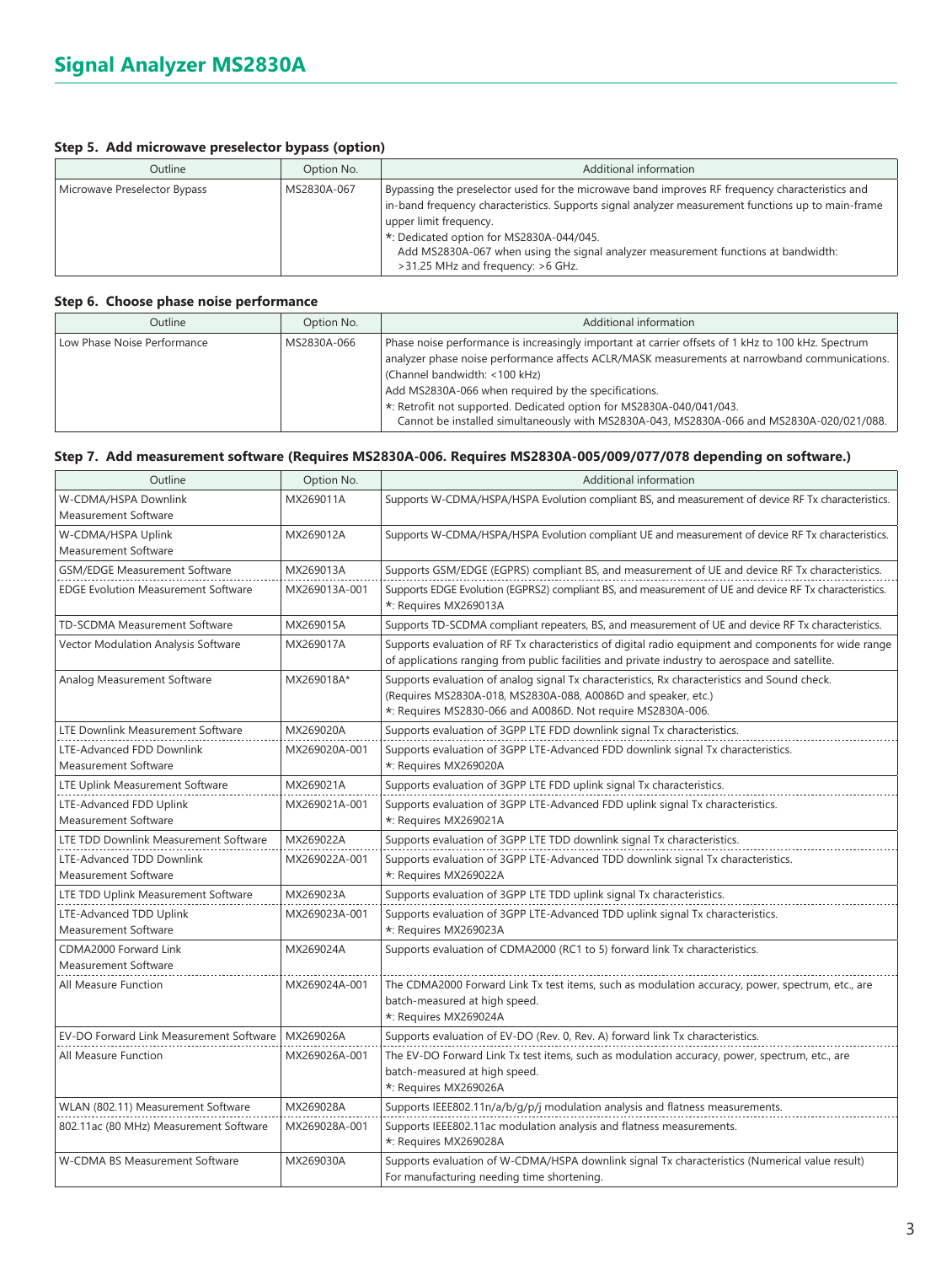## Signal Analyzer MS2830A

### Step 5. Add microwave preselector bypass (option)

| Outline | Option No. | Additional information |
|---|---|---|
| Microwave Preselector Bypass | MS2830A-067 | Bypassing the preselector used for the microwave band improves RF frequency characteristics and in-band frequency characteristics. Supports signal analyzer measurement functions up to main-frame upper limit frequency.<br>*: Dedicated option for MS2830A-044/045.<br>Add MS2830A-067 when using the signal analyzer measurement functions at bandwidth: >31.25 MHz and frequency: >6 GHz. |

### Step 6. Choose phase noise performance

| Outline | Option No. | Additional information |
|---|---|---|
| Low Phase Noise Performance | MS2830A-066 | Phase noise performance is increasingly important at carrier offsets of 1 kHz to 100 kHz. Spectrum analyzer phase noise performance affects ACLR/MASK measurements at narrowband communications. (Channel bandwidth: <100 kHz)<br>Add MS2830A-066 when required by the specifications.<br>*: Retrofit not supported. Dedicated option for MS2830A-040/041/043.<br>Cannot be installed simultaneously with MS2830A-043, MS2830A-066 and MS2830A-020/021/088. |

### Step 7. Add measurement software (Requires MS2830A-006. Requires MS2830A-005/009/077/078 depending on software.)

| Outline | Option No. | Additional information |
|---|---|---|
| W-CDMA/HSPA Downlink Measurement Software | MX269011A | Supports W-CDMA/HSPA/HSPA Evolution compliant BS, and measurement of device RF Tx characteristics. |
| W-CDMA/HSPA Uplink Measurement Software | MX269012A | Supports W-CDMA/HSPA/HSPA Evolution compliant UE and measurement of device RF Tx characteristics. |
| GSM/EDGE Measurement Software | MX269013A | Supports GSM/EDGE (EGPRS) compliant BS, and measurement of UE and device RF Tx characteristics. |
| EDGE Evolution Measurement Software | MX269013A-001 | Supports EDGE Evolution (EGPRS2) compliant BS, and measurement of UE and device RF Tx characteristics.<br>*: Requires MX269013A |
| TD-SCDMA Measurement Software | MX269015A | Supports TD-SCDMA compliant repeaters, BS, and measurement of UE and device RF Tx characteristics. |
| Vector Modulation Analysis Software | MX269017A | Supports evaluation of RF Tx characteristics of digital radio equipment and components for wide range of applications ranging from public facilities and private industry to aerospace and satellite. |
| Analog Measurement Software | MX269018A* | Supports evaluation of analog signal Tx characteristics, Rx characteristics and Sound check. (Requires MS2830A-018, MS2830A-088, A0086D and speaker, etc.)<br>*: Requires MS2830-066 and A0086D. Not require MS2830A-006. |
| LTE Downlink Measurement Software | MX269020A | Supports evaluation of 3GPP LTE FDD downlink signal Tx characteristics. |
| LTE-Advanced FDD Downlink Measurement Software | MX269020A-001 | Supports evaluation of 3GPP LTE-Advanced FDD downlink signal Tx characteristics.<br>*: Requires MX269020A |
| LTE Uplink Measurement Software | MX269021A | Supports evaluation of 3GPP LTE FDD uplink signal Tx characteristics. |
| LTE-Advanced FDD Uplink Measurement Software | MX269021A-001 | Supports evaluation of 3GPP LTE-Advanced FDD uplink signal Tx characteristics.<br>*: Requires MX269021A |
| LTE TDD Downlink Measurement Software | MX269022A | Supports evaluation of 3GPP LTE TDD downlink signal Tx characteristics. |
| LTE-Advanced TDD Downlink Measurement Software | MX269022A-001 | Supports evaluation of 3GPP LTE-Advanced TDD downlink signal Tx characteristics.<br>*: Requires MX269022A |
| LTE TDD Uplink Measurement Software | MX269023A | Supports evaluation of 3GPP LTE TDD uplink signal Tx characteristics. |
| LTE-Advanced TDD Uplink Measurement Software | MX269023A-001 | Supports evaluation of 3GPP LTE-Advanced TDD uplink signal Tx characteristics.<br>*: Requires MX269023A |
| CDMA2000 Forward Link Measurement Software | MX269024A | Supports evaluation of CDMA2000 (RC1 to 5) forward link Tx characteristics. |
| All Measure Function | MX269024A-001 | The CDMA2000 Forward Link Tx test items, such as modulation accuracy, power, spectrum, etc., are batch-measured at high speed.<br>*: Requires MX269024A |
| EV-DO Forward Link Measurement Software | MX269026A | Supports evaluation of EV-DO (Rev. 0, Rev. A) forward link Tx characteristics. |
| All Measure Function | MX269026A-001 | The EV-DO Forward Link Tx test items, such as modulation accuracy, power, spectrum, etc., are batch-measured at high speed.<br>*: Requires MX269026A |
| WLAN (802.11) Measurement Software | MX269028A | Supports IEEE802.11n/a/b/g/p/j modulation analysis and flatness measurements. |
| 802.11ac (80 MHz) Measurement Software | MX269028A-001 | Supports IEEE802.11ac modulation analysis and flatness measurements.<br>*: Requires MX269028A |
| W-CDMA BS Measurement Software | MX269030A | Supports evaluation of W-CDMA/HSPA downlink signal Tx characteristics (Numerical value result) For manufacturing needing time shortening. |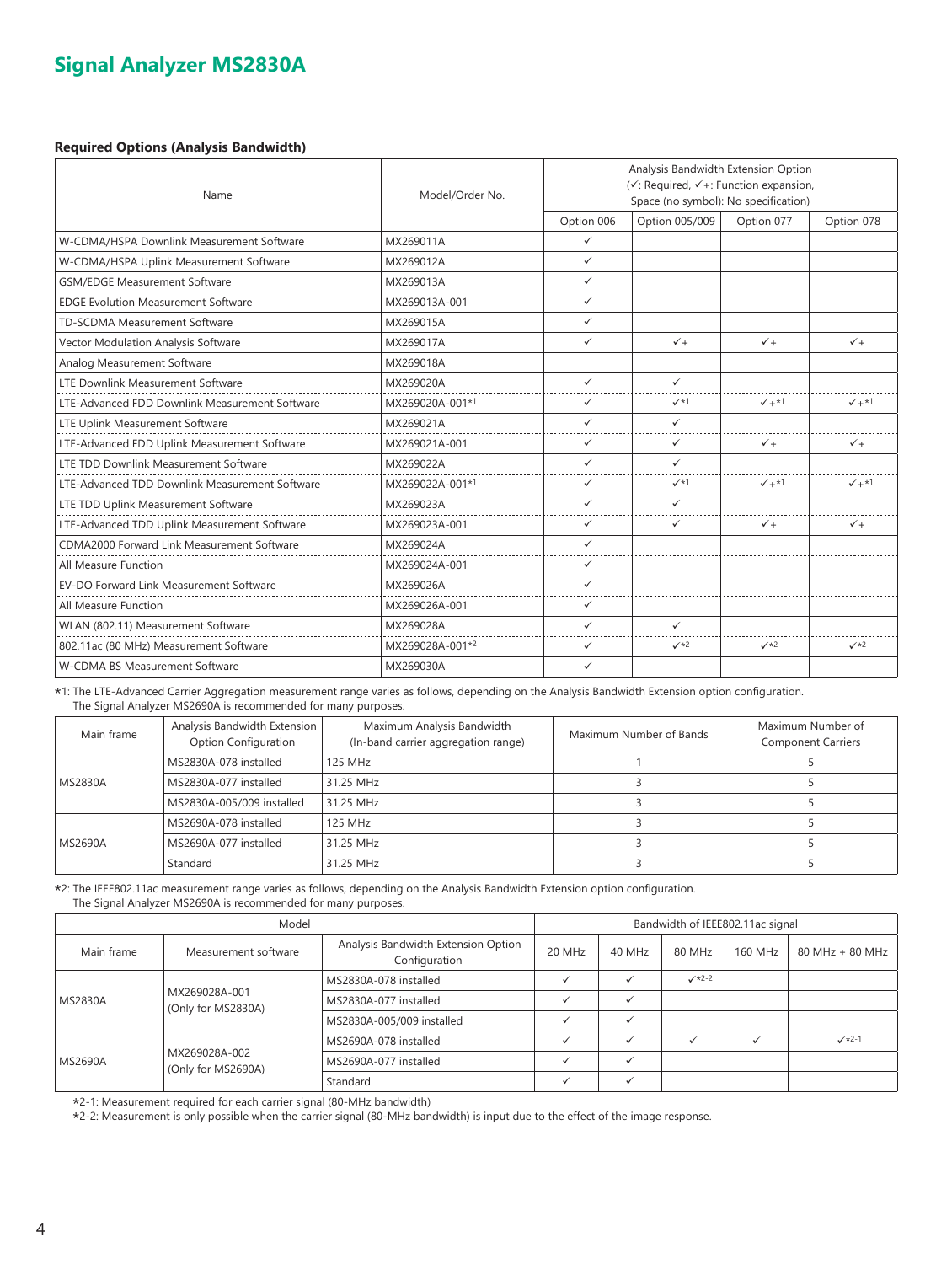## Signal Analyzer MS2830A

### Required Options (Analysis Bandwidth)

| Name | Model/Order No. | Analysis Bandwidth Extension Option (✓: Required, ✓+: Function expansion, Space (no symbol): No specification) | | | |
|---|---|---|---|---|---|
| | | Option 006 | Option 005/009 | Option 077 | Option 078 |
| W-CDMA/HSPA Downlink Measurement Software | MX269011A | ✓ | | | |
| W-CDMA/HSPA Uplink Measurement Software | MX269012A | ✓ | | | |
| GSM/EDGE Measurement Software | MX269013A | ✓ | | | |
| EDGE Evolution Measurement Software | MX269013A-001 | ✓ | | | |
| TD-SCDMA Measurement Software | MX269015A | ✓ | | | |
| Vector Modulation Analysis Software | MX269017A | ✓ | ✓+ | ✓+ | ✓+ |
| Analog Measurement Software | MX269018A | | | | |
| LTE Downlink Measurement Software | MX269020A | ✓ | ✓ | | |
| LTE-Advanced FDD Downlink Measurement Software | MX269020A-001*1 | ✓ | ✓*1 | ✓+*1 | ✓+*1 |
| LTE Uplink Measurement Software | MX269021A | ✓ | ✓ | | |
| LTE-Advanced FDD Uplink Measurement Software | MX269021A-001 | ✓ | ✓ | ✓+ | ✓+ |
| LTE TDD Downlink Measurement Software | MX269022A | ✓ | ✓ | | |
| LTE-Advanced TDD Downlink Measurement Software | MX269022A-001*1 | ✓ | ✓*1 | ✓+*1 | ✓+*1 |
| LTE TDD Uplink Measurement Software | MX269023A | ✓ | ✓ | | |
| LTE-Advanced TDD Uplink Measurement Software | MX269023A-001 | ✓ | ✓ | ✓+ | ✓+ |
| CDMA2000 Forward Link Measurement Software | MX269024A | ✓ | | | |
| All Measure Function | MX269024A-001 | ✓ | | | |
| EV-DO Forward Link Measurement Software | MX269026A | ✓ | | | |
| All Measure Function | MX269026A-001 | ✓ | | | |
| WLAN (802.11) Measurement Software | MX269028A | ✓ | ✓ | | |
| 802.11ac (80 MHz) Measurement Software | MX269028A-001*2 | ✓ | ✓*2 | ✓*2 | ✓*2 |
| W-CDMA BS Measurement Software | MX269030A | ✓ | | | |

*1: The LTE-Advanced Carrier Aggregation measurement range varies as follows, depending on the Analysis Bandwidth Extension option configuration.
The Signal Analyzer MS2690A is recommended for many purposes.

| Main frame | Analysis Bandwidth Extension Option Configuration | Maximum Analysis Bandwidth (In-band carrier aggregation range) | Maximum Number of Bands | Maximum Number of Component Carriers |
|---|---|---|---|---|
| MS2830A | MS2830A-078 installed | 125 MHz | 1 | 5 |
| | MS2830A-077 installed | 31.25 MHz | 3 | 5 |
| | MS2830A-005/009 installed | 31.25 MHz | 3 | 5 |
| MS2690A | MS2690A-078 installed | 125 MHz | 3 | 5 |
| | MS2690A-077 installed | 31.25 MHz | 3 | 5 |
| | Standard | 31.25 MHz | 3 | 5 |

*2: The IEEE802.11ac measurement range varies as follows, depending on the Analysis Bandwidth Extension option configuration.
The Signal Analyzer MS2690A is recommended for many purposes.

| Model | | | Bandwidth of IEEE802.11ac signal | | | | |
|---|---|---|---|---|---|---|---|
| Main frame | Measurement software | Analysis Bandwidth Extension Option Configuration | 20 MHz | 40 MHz | 80 MHz | 160 MHz | 80 MHz + 80 MHz |
| MS2830A | MX269028A-001 (Only for MS2830A) | MS2830A-078 installed | ✓ | ✓ | ✓*2-2 | | |
| | | MS2830A-077 installed | ✓ | ✓ | | | |
| | | MS2830A-005/009 installed | ✓ | ✓ | | | |
| MS2690A | MX269028A-002 (Only for MS2690A) | MS2690A-078 installed | ✓ | ✓ | ✓ | ✓ | ✓*2-1 |
| | | MS2690A-077 installed | ✓ | ✓ | | | |
| | | Standard | ✓ | ✓ | | | |

*2-1: Measurement required for each carrier signal (80-MHz bandwidth)
*2-2: Measurement is only possible when the carrier signal (80-MHz bandwidth) is input due to the effect of the image response.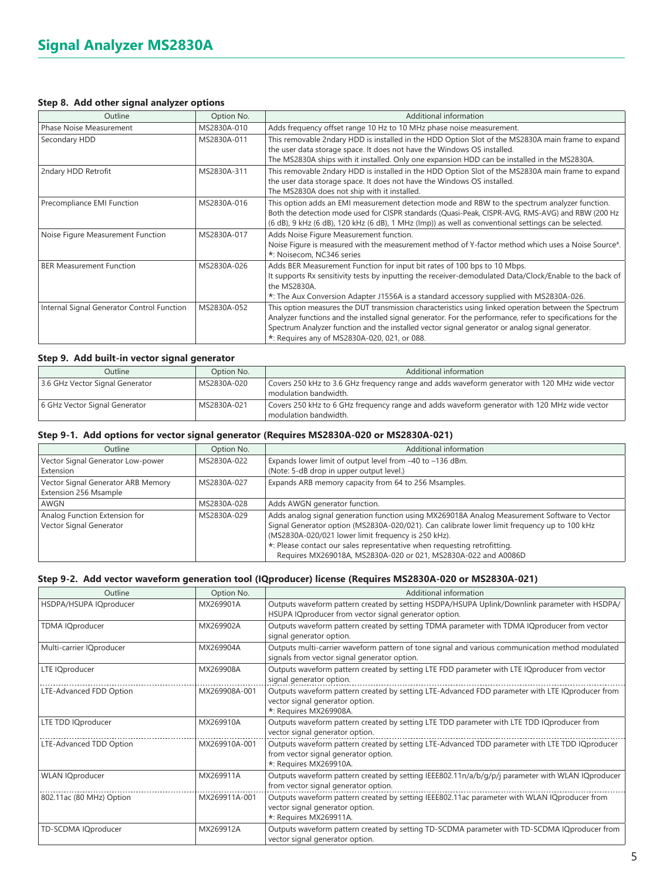## Signal Analyzer MS2830A

### Step 8. Add other signal analyzer options

| Outline | Option No. | Additional information |
|---|---|---|
| Phase Noise Measurement | MS2830A-010 | Adds frequency offset range 10 Hz to 10 MHz phase noise measurement. |
| Secondary HDD | MS2830A-011 | This removable 2ndary HDD is installed in the HDD Option Slot of the MS2830A main frame to expand the user data storage space. It does not have the Windows OS installed.<br>The MS2830A ships with it installed. Only one expansion HDD can be installed in the MS2830A. |
| 2ndary HDD Retrofit | MS2830A-311 | This removable 2ndary HDD is installed in the HDD Option Slot of the MS2830A main frame to expand the user data storage space. It does not have the Windows OS installed.<br>The MS2830A does not ship with it installed. |
| Precompliance EMI Function | MS2830A-016 | This option adds an EMI measurement detection mode and RBW to the spectrum analyzer function. Both the detection mode used for CISPR standards (Quasi-Peak, CISPR-AVG, RMS-AVG) and RBW (200 Hz (6 dB), 9 kHz (6 dB), 120 kHz (6 dB), 1 MHz (Imp)) as well as conventional settings can be selected. |
| Noise Figure Measurement Function | MS2830A-017 | Adds Noise Figure Measurement function.<br>Noise Figure is measured with the measurement method of Y-factor method which uses a Noise Source*.<br>*: Noisecom, NC346 series |
| BER Measurement Function | MS2830A-026 | Adds BER Measurement Function for input bit rates of 100 bps to 10 Mbps.<br>It supports Rx sensitivity tests by inputting the receiver-demodulated Data/Clock/Enable to the back of the MS2830A.<br>*: The Aux Conversion Adapter J1556A is a standard accessory supplied with MS2830A-026. |
| Internal Signal Generator Control Function | MS2830A-052 | This option measures the DUT transmission characteristics using linked operation between the Spectrum Analyzer functions and the installed signal generator. For the performance, refer to specifications for the Spectrum Analyzer function and the installed vector signal generator or analog signal generator.<br>*: Requires any of MS2830A-020, 021, or 088. |

### Step 9. Add built-in vector signal generator

| Outline | Option No. | Additional information |
|---|---|---|
| 3.6 GHz Vector Signal Generator | MS2830A-020 | Covers 250 kHz to 3.6 GHz frequency range and adds waveform generator with 120 MHz wide vector modulation bandwidth. |
| 6 GHz Vector Signal Generator | MS2830A-021 | Covers 250 kHz to 6 GHz frequency range and adds waveform generator with 120 MHz wide vector modulation bandwidth. |

### Step 9-1. Add options for vector signal generator (Requires MS2830A-020 or MS2830A-021)

| Outline | Option No. | Additional information |
|---|---|---|
| Vector Signal Generator Low-power Extension | MS2830A-022 | Expands lower limit of output level from –40 to –136 dBm.<br>(Note: 5-dB drop in upper output level.) |
| Vector Signal Generator ARB Memory Extension 256 Msample | MS2830A-027 | Expands ARB memory capacity from 64 to 256 Msamples. |
| AWGN | MS2830A-028 | Adds AWGN generator function. |
| Analog Function Extension for Vector Signal Generator | MS2830A-029 | Adds analog signal generation function using MX269018A Analog Measurement Software to Vector Signal Generator option (MS2830A-020/021). Can calibrate lower limit frequency up to 100 kHz (MS2830A-020/021 lower limit frequency is 250 kHz).<br>*: Please contact our sales representative when requesting retrofitting.<br>Requires MX269018A, MS2830A-020 or 021, MS2830A-022 and A0086D |

### Step 9-2. Add vector waveform generation tool (IQproducer) license (Requires MS2830A-020 or MS2830A-021)

| Outline | Option No. | Additional information |
|---|---|---|
| HSDPA/HSUPA IQproducer | MX269901A | Outputs waveform pattern created by setting HSDPA/HSUPA Uplink/Downlink parameter with HSDPA/HSUPA IQproducer from vector signal generator option. |
| TDMA IQproducer | MX269902A | Outputs waveform pattern created by setting TDMA parameter with TDMA IQproducer from vector signal generator option. |
| Multi-carrier IQproducer | MX269904A | Outputs multi-carrier waveform pattern of tone signal and various communication method modulated signals from vector signal generator option. |
| LTE IQproducer | MX269908A | Outputs waveform pattern created by setting LTE FDD parameter with LTE IQproducer from vector signal generator option. |
| LTE-Advanced FDD Option | MX269908A-001 | Outputs waveform pattern created by setting LTE-Advanced FDD parameter with LTE IQproducer from vector signal generator option.<br>*: Requires MX269908A. |
| LTE TDD IQproducer | MX269910A | Outputs waveform pattern created by setting LTE TDD parameter with LTE TDD IQproducer from vector signal generator option. |
| LTE-Advanced TDD Option | MX269910A-001 | Outputs waveform pattern created by setting LTE-Advanced TDD parameter with LTE TDD IQproducer from vector signal generator option.<br>*: Requires MX269910A. |
| WLAN IQproducer | MX269911A | Outputs waveform pattern created by setting IEEE802.11n/a/b/g/p/j parameter with WLAN IQproducer from vector signal generator option. |
| 802.11ac (80 MHz) Option | MX269911A-001 | Outputs waveform pattern created by setting IEEE802.11ac parameter with WLAN IQproducer from vector signal generator option.<br>*: Requires MX269911A. |
| TD-SCDMA IQproducer | MX269912A | Outputs waveform pattern created by setting TD-SCDMA parameter with TD-SCDMA IQproducer from vector signal generator option. |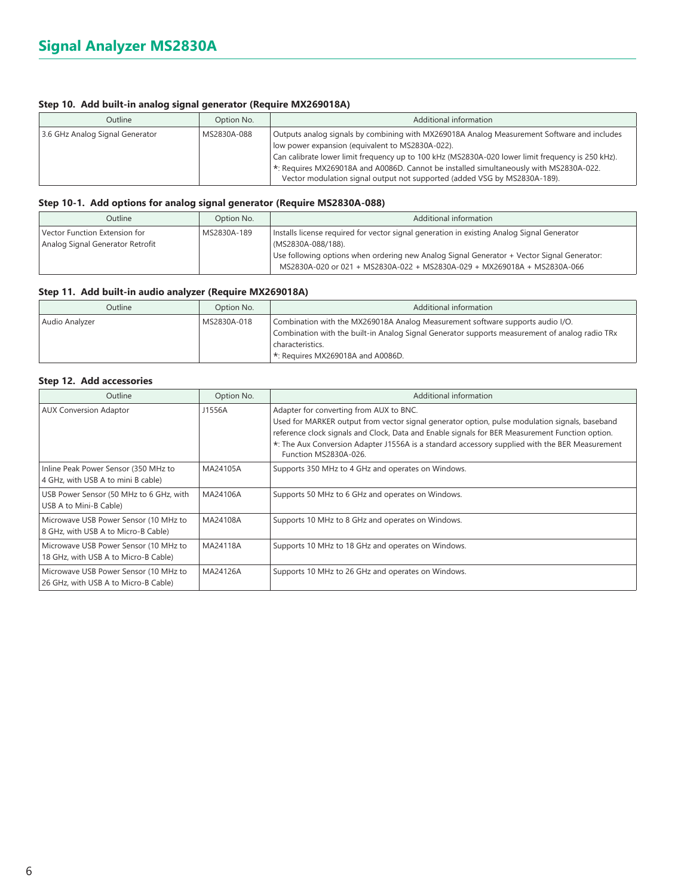## Signal Analyzer MS2830A

### Step 10. Add built-in analog signal generator (Require MX269018A)

| Outline | Option No. | Additional information |
|---|---|---|
| 3.6 GHz Analog Signal Generator | MS2830A-088 | Outputs analog signals by combining with MX269018A Analog Measurement Software and includes low power expansion (equivalent to MS2830A-022).<br>Can calibrate lower limit frequency up to 100 kHz (MS2830A-020 lower limit frequency is 250 kHz).<br>*: Requires MX269018A and A0086D. Cannot be installed simultaneously with MS2830A-022. Vector modulation signal output not supported (added VSG by MS2830A-189). |

### Step 10-1. Add options for analog signal generator (Require MS2830A-088)

| Outline | Option No. | Additional information |
|---|---|---|
| Vector Function Extension for Analog Signal Generator Retrofit | MS2830A-189 | Installs license required for vector signal generation in existing Analog Signal Generator (MS2830A-088/188).<br>Use following options when ordering new Analog Signal Generator + Vector Signal Generator: MS2830A-020 or 021 + MS2830A-022 + MS2830A-029 + MX269018A + MS2830A-066 |

### Step 11. Add built-in audio analyzer (Require MX269018A)

| Outline | Option No. | Additional information |
|---|---|---|
| Audio Analyzer | MS2830A-018 | Combination with the MX269018A Analog Measurement software supports audio I/O.<br>Combination with the built-in Analog Signal Generator supports measurement of analog radio TRx characteristics.<br>*: Requires MX269018A and A0086D. |

### Step 12. Add accessories

| Outline | Option No. | Additional information |
|---|---|---|
| AUX Conversion Adaptor | J1556A | Adapter for converting from AUX to BNC.<br>Used for MARKER output from vector signal generator option, pulse modulation signals, baseband reference clock signals and Clock, Data and Enable signals for BER Measurement Function option.<br>*: The Aux Conversion Adapter J1556A is a standard accessory supplied with the BER Measurement Function MS2830A-026. |
| Inline Peak Power Sensor (350 MHz to 4 GHz, with USB A to mini B cable) | MA24105A | Supports 350 MHz to 4 GHz and operates on Windows. |
| USB Power Sensor (50 MHz to 6 GHz, with USB A to Mini-B Cable) | MA24106A | Supports 50 MHz to 6 GHz and operates on Windows. |
| Microwave USB Power Sensor (10 MHz to 8 GHz, with USB A to Micro-B Cable) | MA24108A | Supports 10 MHz to 8 GHz and operates on Windows. |
| Microwave USB Power Sensor (10 MHz to 18 GHz, with USB A to Micro-B Cable) | MA24118A | Supports 10 MHz to 18 GHz and operates on Windows. |
| Microwave USB Power Sensor (10 MHz to 26 GHz, with USB A to Micro-B Cable) | MA24126A | Supports 10 MHz to 26 GHz and operates on Windows. |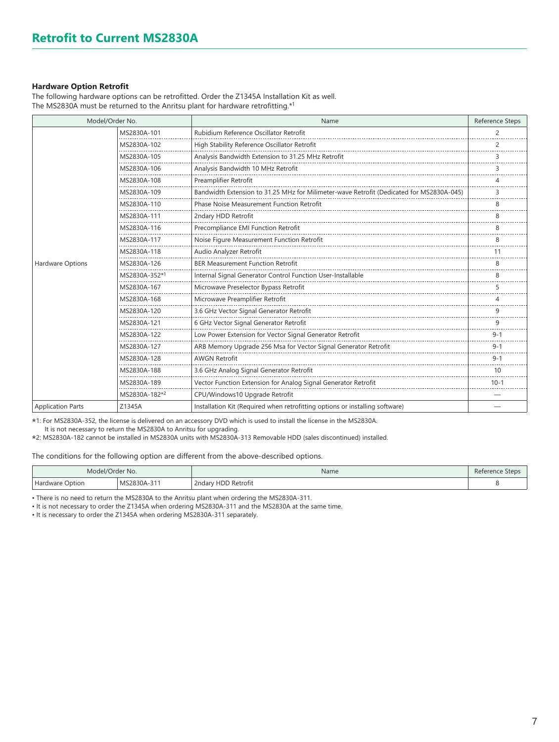# Retrofit to Current MS2830A

### Hardware Option Retrofit

The following hardware options can be retrofitted. Order the Z1345A Installation Kit as well.
The MS2830A must be returned to the Anritsu plant for hardware retrofitting.*1

| Model/Order No. | | Name | Reference Steps |
|---|---|---|---|
| Hardware Options | MS2830A-101 | Rubidium Reference Oscillator Retrofit | 2 |
| | MS2830A-102 | High Stability Reference Oscillator Retrofit | 2 |
| | MS2830A-105 | Analysis Bandwidth Extension to 31.25 MHz Retrofit | 3 |
| | MS2830A-106 | Analysis Bandwidth 10 MHz Retrofit | 3 |
| | MS2830A-108 | Preamplifier Retrofit | 4 |
| | MS2830A-109 | Bandwidth Extension to 31.25 MHz for Milimeter-wave Retrofit (Dedicated for MS2830A-045) | 3 |
| | MS2830A-110 | Phase Noise Measurement Function Retrofit | 8 |
| | MS2830A-111 | 2ndary HDD Retrofit | 8 |
| | MS2830A-116 | Precompliance EMI Function Retrofit | 8 |
| | MS2830A-117 | Noise Figure Measurement Function Retrofit | 8 |
| | MS2830A-118 | Audio Analyzer Retrofit | 11 |
| | MS2830A-126 | BER Measurement Function Retrofit | 8 |
| | MS2830A-352*1 | Internal Signal Generator Control Function User-Installable | 8 |
| | MS2830A-167 | Microwave Preselector Bypass Retrofit | 5 |
| | MS2830A-168 | Microwave Preamplifier Retrofit | 4 |
| | MS2830A-120 | 3.6 GHz Vector Signal Generator Retrofit | 9 |
| | MS2830A-121 | 6 GHz Vector Signal Generator Retrofit | 9 |
| | MS2830A-122 | Low Power Extension for Vector Signal Generator Retrofit | 9-1 |
| | MS2830A-127 | ARB Memory Upgrade 256 Msa for Vector Signal Generator Retrofit | 9-1 |
| | MS2830A-128 | AWGN Retrofit | 9-1 |
| | MS2830A-188 | 3.6 GHz Analog Signal Generator Retrofit | 10 |
| | MS2830A-189 | Vector Function Extension for Analog Signal Generator Retrofit | 10-1 |
| | MS2830A-182*2 | CPU/Windows10 Upgrade Retrofit | — |
| Application Parts | Z1345A | Installation Kit (Required when retrofitting options or installing software) | — |

*1: For MS2830A-352, the license is delivered on an accessory DVD which is used to install the license in the MS2830A.
It is not necessary to return the MS2830A to Anritsu for upgrading.
*2: MS2830A-182 cannot be installed in MS2830A units with MS2830A-313 Removable HDD (sales discontinued) installed.

The conditions for the following option are different from the above-described options.

| Model/Order No. | | Name | Reference Steps |
|---|---|---|---|
| Hardware Option | MS2830A-311 | 2ndary HDD Retrofit | 8 |

- There is no need to return the MS2830A to the Anritsu plant when ordering the MS2830A-311.
- It is not necessary to order the Z1345A when ordering MS2830A-311 and the MS2830A at the same time.
- It is necessary to order the Z1345A when ordering MS2830A-311 separately.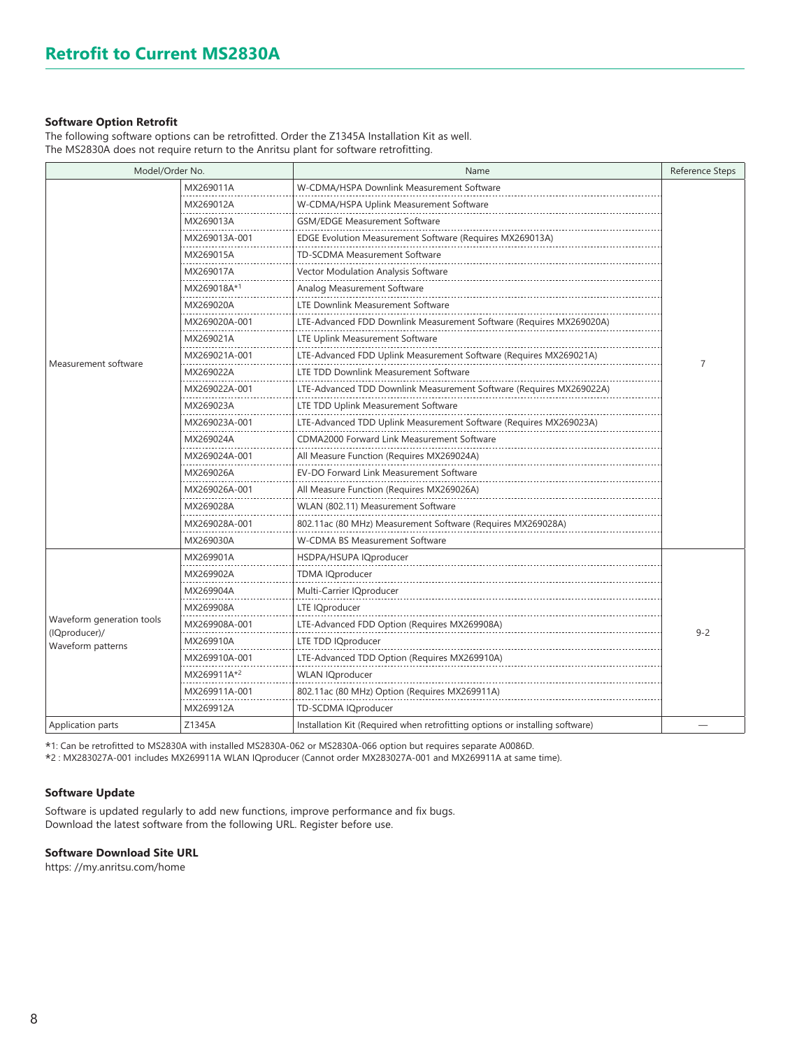# Retrofit to Current MS2830A

### Software Option Retrofit

The following software options can be retrofitted. Order the Z1345A Installation Kit as well.
The MS2830A does not require return to the Anritsu plant for software retrofitting.

| Model/Order No. | | Name | Reference Steps |
|---|---|---|---|
| Measurement software | MX269011A | W-CDMA/HSPA Downlink Measurement Software | 7 |
| | MX269012A | W-CDMA/HSPA Uplink Measurement Software | |
| | MX269013A | GSM/EDGE Measurement Software | |
| | MX269013A-001 | EDGE Evolution Measurement Software (Requires MX269013A) | |
| | MX269015A | TD-SCDMA Measurement Software | |
| | MX269017A | Vector Modulation Analysis Software | |
| | MX269018A*1 | Analog Measurement Software | |
| | MX269020A | LTE Downlink Measurement Software | |
| | MX269020A-001 | LTE-Advanced FDD Downlink Measurement Software (Requires MX269020A) | |
| | MX269021A | LTE Uplink Measurement Software | |
| | MX269021A-001 | LTE-Advanced FDD Uplink Measurement Software (Requires MX269021A) | |
| | MX269022A | LTE TDD Downlink Measurement Software | |
| | MX269022A-001 | LTE-Advanced TDD Downlink Measurement Software (Requires MX269022A) | |
| | MX269023A | LTE TDD Uplink Measurement Software | |
| | MX269023A-001 | LTE-Advanced TDD Uplink Measurement Software (Requires MX269023A) | |
| | MX269024A | CDMA2000 Forward Link Measurement Software | |
| | MX269024A-001 | All Measure Function (Requires MX269024A) | |
| | MX269026A | EV-DO Forward Link Measurement Software | |
| | MX269026A-001 | All Measure Function (Requires MX269026A) | |
| | MX269028A | WLAN (802.11) Measurement Software | |
| | MX269028A-001 | 802.11ac (80 MHz) Measurement Software (Requires MX269028A) | |
| | MX269030A | W-CDMA BS Measurement Software | |
| Waveform generation tools (IQproducer)/ Waveform patterns | MX269901A | HSDPA/HSUPA IQproducer | 9-2 |
| | MX269902A | TDMA IQproducer | |
| | MX269904A | Multi-Carrier IQproducer | |
| | MX269908A | LTE IQproducer | |
| | MX269908A-001 | LTE-Advanced FDD Option (Requires MX269908A) | |
| | MX269910A | LTE TDD IQproducer | |
| | MX269910A-001 | LTE-Advanced TDD Option (Requires MX269910A) | |
| | MX269911A*2 | WLAN IQproducer | |
| | MX269911A-001 | 802.11ac (80 MHz) Option (Requires MX269911A) | |
| | MX269912A | TD-SCDMA IQproducer | |
| Application parts | Z1345A | Installation Kit (Required when retrofitting options or installing software) | — |

*1: Can be retrofitted to MS2830A with installed MS2830A-062 or MS2830A-066 option but requires separate A0086D.
*2 : MX283027A-001 includes MX269911A WLAN IQproducer (Cannot order MX283027A-001 and MX269911A at same time).

### Software Update

Software is updated regularly to add new functions, improve performance and fix bugs.
Download the latest software from the following URL. Register before use.

### Software Download Site URL

https: //my.anritsu.com/home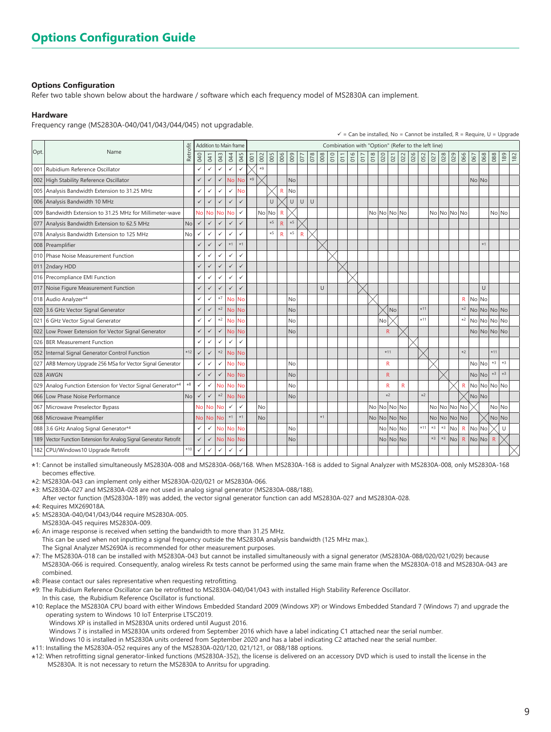# Options Configuration Guide

### Options Configuration

Refer two table shown below about the hardware / software which each frequency model of MS2830A can implement.

### Hardware

Frequency range (MS2830A-040/041/043/044/045) not upgradable.

✓ = Can be installed, No = Cannot be installed, R = Require, U = Upgrade

| Opt. | Name | Retrofit | Addition to Main frame | | | | | Combination with "Option" (Refer to the left line) | | | | | | | | | | | | | | | | | | | | | | | | | | |
|---|---|---|---|---|---|---|---|---|---|---|---|---|---|---|---|---|---|---|---|---|---|---|---|---|---|---|---|---|---|---|---|---|---|---|
| | | | 040 | 041 | 043 | 044 | 045 | 001 | 002 | 005 | 006 | 009 | 077 | 078 | 008 | 010 | 011 | 016 | 017 | 018 | 020 | 021 | 022 | 026 | 052 | 027 | 028 | 029 | 066 | 067 | 068 | 088 | 189 | 182 |
| 001 | Rubidium Reference Oscillator | | ✓ | ✓ | ✓ | ✓ | ✓ | — | *9 | | | | | | | | | | | | | | | | | | | | | | | | | |
| 002 | High Stability Reference Oscillator | | ✓ | ✓ | ✓ | No | No | *9 | — | | | No | | | | | | | | | | | | | | | | | | No | No | | | |
| 005 | Analysis Bandwidth Extension to 31.25 MHz | | ✓ | ✓ | ✓ | ✓ | No | | | — | R | No | | | | | | | | | | | | | | | | | | | | | | |
| 006 | Analysis Bandwidth 10 MHz | | ✓ | ✓ | ✓ | ✓ | ✓ | | | U | — | U | U | U | | | | | | | | | | | | | | | | | | | | |
| 009 | Bandwidth Extension to 31.25 MHz for Millimeter-wave | | No | No | No | No | ✓ | | No | No | R | — | | | | | | | | No | No | No | No | | | No | No | No | No | | | No | No | |
| 077 | Analysis Bandwidth Extension to 62.5 MHz | No | ✓ | ✓ | ✓ | ✓ | ✓ | | | *5 | R | *5 | — | | | | | | | | | | | | | | | | | | | | | |
| 078 | Analysis Bandwidth Extension to 125 MHz | No | ✓ | ✓ | ✓ | ✓ | ✓ | | | *5 | R | *5 | R | — | | | | | | | | | | | | | | | | | | | | |
| 008 | Preamplifier | | ✓ | ✓ | ✓ | *1 | *1 | | | | | | | | — | | | | | | | | | | | | | | | | *1 | | | |
| 010 | Phase Noise Measurement Function | | ✓ | ✓ | ✓ | ✓ | ✓ | | | | | | | | | — | | | | | | | | | | | | | | | | | | |
| 011 | 2ndary HDD | | ✓ | ✓ | ✓ | ✓ | ✓ | | | | | | | | | | — | | | | | | | | | | | | | | | | | |
| 016 | Precompliance EMI Function | | ✓ | ✓ | ✓ | ✓ | ✓ | | | | | | | | | | | — | | | | | | | | | | | | | | | | |
| 017 | Noise Figure Measurement Function | | ✓ | ✓ | ✓ | ✓ | ✓ | | | | | | | | U | | | | — | | | | | | | | | | | | U | | | |
| 018 | Audio Analyzer*4 | | ✓ | ✓ | *7 | No | No | | | | | No | | | | | | | | — | | | | | | | | | R | No | No | | | |
| 020 | 3.6 GHz Vector Signal Generator | | ✓ | ✓ | *2 | No | No | | | | | No | | | | | | | | | — | No | | | *11 | | | | *2 | No | No | No | No | |
| 021 | 6 GHz Vector Signal Generator | | ✓ | ✓ | *2 | No | No | | | | | No | | | | | | | | | No | — | | | *11 | | | | *2 | No | No | No | No | |
| 022 | Low Power Extension for Vector Signal Generator | | ✓ | ✓ | ✓ | No | No | | | | | No | | | | | | | | | R | | — | | | | | | | No | No | No | No | |
| 026 | BER Measurement Function | | ✓ | ✓ | ✓ | ✓ | ✓ | | | | | | | | | | | | | | | | | — | | | | | | | | | | |
| 052 | Internal Signal Generator Control Function | *12 | ✓ | ✓ | *2 | No | No | | | | | | | | | | | | | | *11 | | | | — | | | | *2 | | | *11 | | |
| 027 | ARB Memory Upgrade 256 MSa for Vector Signal Generator | | ✓ | ✓ | ✓ | No | No | | | | | No | | | | | | | | | R | | | | | — | | | | No | No | *3 | *3 | |
| 028 | AWGN | | ✓ | ✓ | ✓ | No | No | | | | | No | | | | | | | | | R | | | | | | — | | | No | No | *3 | *3 | |
| 029 | Analog Function Extension for Vector Signal Generator*4 | *8 | ✓ | ✓ | No | No | No | | | | | No | | | | | | | | | R | | R | | | | | — | R | No | No | No | No | |
| 066 | Low Phase Noise Performance | No | ✓ | ✓ | *2 | No | No | | | | | No | | | | | | | | | *2 | | | | *2 | | | | — | No | No | | | |
| 067 | Microwave Preselector Bypass | | No | No | No | ✓ | ✓ | | No | | | | | | | | | | | No | No | No | No | | | No | No | No | No | — | | No | No | |
| 068 | Microwave Preamplifier | | No | No | No | *1 | *1 | | No | | | | | | *1 | | | | | No | No | No | No | | | No | No | No | No | | — | No | No | |
| 088 | 3.6 GHz Analog Signal Generator*4 | | ✓ | ✓ | No | No | No | | | | | No | | | | | | | | | No | No | No | | *11 | *3 | *3 | No | R | No | No | — | U | |
| 189 | Vector Function Extension for Analog Signal Generator Retrofit | | ✓ | ✓ | No | No | No | | | | | No | | | | | | | | | No | No | No | | | *3 | *3 | No | R | No | No | R | — | |
| 182 | CPU/Windows10 Upgrade Retrofit | *10 | ✓ | ✓ | ✓ | ✓ | ✓ | | | | | | | | | | | | | | | | | | | | | | | | | | | — |

*1: Cannot be installed simultaneously MS2830A-008 and MS2830A-068/168. When MS2830A-168 is added to Signal Analyzer with MS2830A-008, only MS2830A-168 becomes effective.

*2: MS2830A-043 can implement only either MS2830A-020/021 or MS2830A-066.

*3: MS2830A-027 and MS2830A-028 are not used in analog signal generator (MS2830A-088/188).
After vector function (MS2830A-189) was added, the vector signal generator function can add MS2830A-027 and MS2830A-028.

*4: Requires MX269018A.

*5: MS2830A-040/041/043/044 require MS2830A-005.
MS2830A-045 requires MS2830A-009.

*6: An image response is received when setting the bandwidth to more than 31.25 MHz.
This can be used when not inputting a signal frequency outside the MS2830A analysis bandwidth (125 MHz max.).
The Signal Analyzer MS2690A is recommended for other measurement purposes.

*7: The MS2830A-018 can be installed with MS2830A-043 but cannot be installed simultaneously with a signal generator (MS2830A-088/020/021/029) because MS2830A-066 is required. Consequently, analog wireless Rx tests cannot be performed using the same main frame when the MS2830A-018 and MS2830A-043 are combined.

*8: Please contact our sales representative when requesting retrofitting.

*9: The Rubidium Reference Oscillator can be retrofitted to MS2830A-040/041/043 with installed High Stability Reference Oscillator.
In this case, the Rubidium Reference Oscillator is functional.

*10: Replace the MS2830A CPU board with either Windows Embedded Standard 2009 (Windows XP) or Windows Embedded Standard 7 (Windows 7) and upgrade the operating system to Windows 10 IoT Enterprise LTSC2019.
Windows XP is installed in MS2830A units ordered until August 2016.
Windows 7 is installed in MS2830A units ordered from September 2016 which have a label indicating C1 attached near the serial number.
Windows 10 is installed in MS2830A units ordered from September 2020 and has a label indicating C2 attached near the serial number.

*11: Installing the MS2830A-052 requires any of the MS2830A-020/120, 021/121, or 088/188 options.

*12: When retrofitting signal generator-linked functions (MS2830A-352), the license is delivered on an accessory DVD which is used to install the license in the MS2830A. It is not necessary to return the MS2830A to Anritsu for upgrading.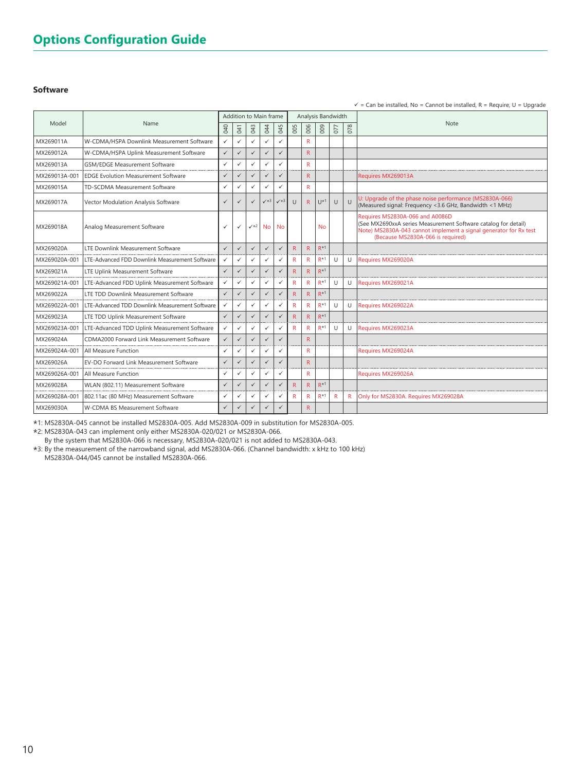## Options Configuration Guide

### Software

✓ = Can be installed, No = Cannot be installed, R = Require, U = Upgrade

| Model | Name | Addition to Main frame | | | | | Analysis Bandwidth | | | | | Note |
|---|---|---|---|---|---|---|---|---|---|---|---|---|
| | | 040 | 041 | 043 | 044 | 045 | 005 | 006 | 009 | 077 | 078 | |
| MX269011A | W-CDMA/HSPA Downlink Measurement Software | ✓ | ✓ | ✓ | ✓ | ✓ | | R | | | | |
| MX269012A | W-CDMA/HSPA Uplink Measurement Software | ✓ | ✓ | ✓ | ✓ | ✓ | | R | | | | |
| MX269013A | GSM/EDGE Measurement Software | ✓ | ✓ | ✓ | ✓ | ✓ | | R | | | | |
| MX269013A-001 | EDGE Evolution Measurement Software | ✓ | ✓ | ✓ | ✓ | ✓ | | R | | | | Requires MX269013A |
| MX269015A | TD-SCDMA Measurement Software | ✓ | ✓ | ✓ | ✓ | ✓ | | R | | | | |
| MX269017A | Vector Modulation Analysis Software | ✓ | ✓ | ✓ | ✓*3 | ✓*3 | U | R | U*1 | U | U | U: Upgrade of the phase noise performance (MS2830A-066) (Measured signal: Frequency <3.6 GHz, Bandwidth <1 MHz) |
| MX269018A | Analog Measurement Software | ✓ | ✓ | ✓*2 | No | No | | | No | | | Requires MS2830A-066 and A0086D (See MX2690xxA series Measurement Software catalog for detail) Note) MS2830A-043 cannot implement a signal generator for Rx test (Because MS2830A-066 is required) |
| MX269020A | LTE Downlink Measurement Software | ✓ | ✓ | ✓ | ✓ | ✓ | R | R | R*1 | | | |
| MX269020A-001 | LTE-Advanced FDD Downlink Measurement Software | ✓ | ✓ | ✓ | ✓ | ✓ | R | R | R*1 | U | U | Requires MX269020A |
| MX269021A | LTE Uplink Measurement Software | ✓ | ✓ | ✓ | ✓ | ✓ | R | R | R*1 | | | |
| MX269021A-001 | LTE-Advanced FDD Uplink Measurement Software | ✓ | ✓ | ✓ | ✓ | ✓ | R | R | R*1 | U | U | Requires MX269021A |
| MX269022A | LTE TDD Downlink Measurement Software | ✓ | ✓ | ✓ | ✓ | ✓ | R | R | R*1 | | | |
| MX269022A-001 | LTE-Advanced TDD Downlink Measurement Software | ✓ | ✓ | ✓ | ✓ | ✓ | R | R | R*1 | U | U | Requires MX269022A |
| MX269023A | LTE TDD Uplink Measurement Software | ✓ | ✓ | ✓ | ✓ | ✓ | R | R | R*1 | | | |
| MX269023A-001 | LTE-Advanced TDD Uplink Measurement Software | ✓ | ✓ | ✓ | ✓ | ✓ | R | R | R*1 | U | U | Requires MX269023A |
| MX269024A | CDMA2000 Forward Link Measurement Software | ✓ | ✓ | ✓ | ✓ | ✓ | | R | | | | |
| MX269024A-001 | All Measure Function | ✓ | ✓ | ✓ | ✓ | ✓ | | R | | | | Requires MX269024A |
| MX269026A | EV-DO Forward Link Measurement Software | ✓ | ✓ | ✓ | ✓ | ✓ | | R | | | | |
| MX269026A-001 | All Measure Function | ✓ | ✓ | ✓ | ✓ | ✓ | | R | | | | Requires MX269026A |
| MX269028A | WLAN (802.11) Measurement Software | ✓ | ✓ | ✓ | ✓ | ✓ | R | R | R*1 | | | |
| MX269028A-001 | 802.11ac (80 MHz) Measurement Software | ✓ | ✓ | ✓ | ✓ | ✓ | R | R | R*1 | R | R | Only for MS2830A. Requires MX269028A |
| MX269030A | W-CDMA BS Measurement Software | ✓ | ✓ | ✓ | ✓ | ✓ | | R | | | | |

*1: MS2830A-045 cannot be installed MS2830A-005. Add MS2830A-009 in substitution for MS2830A-005.
*2: MS2830A-043 can implement only either MS2830A-020/021 or MS2830A-066.
By the system that MS2830A-066 is necessary, MS2830A-020/021 is not added to MS2830A-043.
*3: By the measurement of the narrowband signal, add MS2830A-066. (Channel bandwidth: x kHz to 100 kHz)
MS2830A-044/045 cannot be installed MS2830A-066.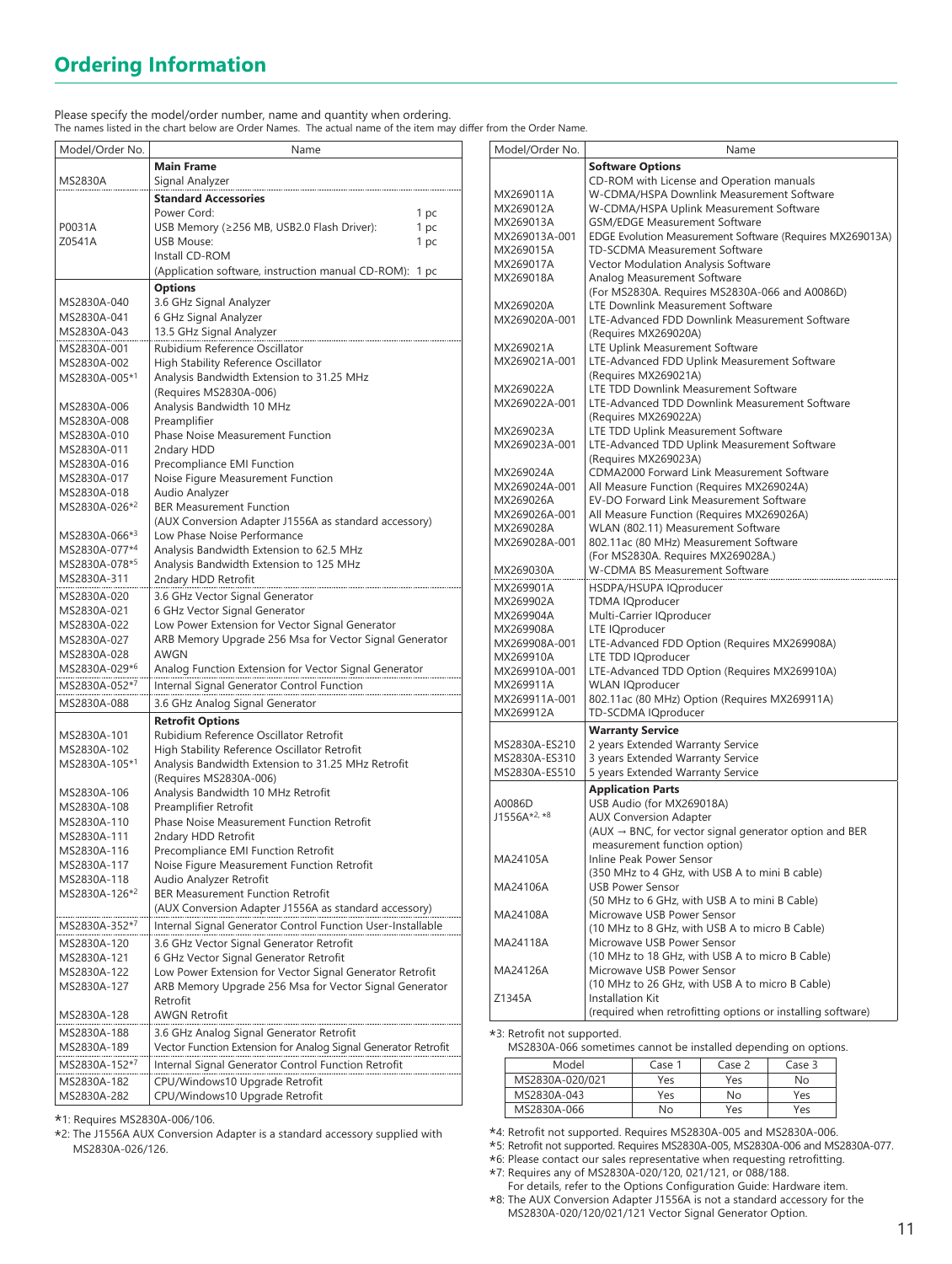## Ordering Information

Please specify the model/order number, name and quantity when ordering.
The names listed in the chart below are Order Names. The actual name of the item may differ from the Order Name.

| Model/Order No. | Name |
|---|---|
| | **Main Frame** |
| MS2830A | Signal Analyzer |
| | **Standard Accessories** |
| | Power Cord: 1 pc |
| P0031A | USB Memory (≥256 MB, USB2.0 Flash Driver): 1 pc |
| Z0541A | USB Mouse: 1 pc |
| | Install CD-ROM (Application software, instruction manual CD-ROM): 1 pc |
| | **Options** |
| MS2830A-040 | 3.6 GHz Signal Analyzer |
| MS2830A-041 | 6 GHz Signal Analyzer |
| MS2830A-043 | 13.5 GHz Signal Analyzer |
| MS2830A-001 | Rubidium Reference Oscillator |
| MS2830A-002 | High Stability Reference Oscillator |
| MS2830A-005*1 | Analysis Bandwidth Extension to 31.25 MHz (Requires MS2830A-006) |
| MS2830A-006 | Analysis Bandwidth 10 MHz |
| MS2830A-008 | Preamplifier |
| MS2830A-010 | Phase Noise Measurement Function |
| MS2830A-011 | 2ndary HDD |
| MS2830A-016 | Precompliance EMI Function |
| MS2830A-017 | Noise Figure Measurement Function |
| MS2830A-018 | Audio Analyzer |
| MS2830A-026*2 | BER Measurement Function (AUX Conversion Adapter J1556A as standard accessory) |
| MS2830A-066*3 | Low Phase Noise Performance |
| MS2830A-077*4 | Analysis Bandwidth Extension to 62.5 MHz |
| MS2830A-078*5 | Analysis Bandwidth Extension to 125 MHz |
| MS2830A-311 | 2ndary HDD Retrofit |
| MS2830A-020 | 3.6 GHz Vector Signal Generator |
| MS2830A-021 | 6 GHz Vector Signal Generator |
| MS2830A-022 | Low Power Extension for Vector Signal Generator |
| MS2830A-027 | ARB Memory Upgrade 256 Msa for Vector Signal Generator |
| MS2830A-028 | AWGN |
| MS2830A-029*6 | Analog Function Extension for Vector Signal Generator |
| MS2830A-052*7 | Internal Signal Generator Control Function |
| MS2830A-088 | 3.6 GHz Analog Signal Generator |
| | **Retrofit Options** |
| MS2830A-101 | Rubidium Reference Oscillator Retrofit |
| MS2830A-102 | High Stability Reference Oscillator Retrofit |
| MS2830A-105*1 | Analysis Bandwidth Extension to 31.25 MHz Retrofit (Requires MS2830A-006) |
| MS2830A-106 | Analysis Bandwidth 10 MHz Retrofit |
| MS2830A-108 | Preamplifier Retrofit |
| MS2830A-110 | Phase Noise Measurement Function Retrofit |
| MS2830A-111 | 2ndary HDD Retrofit |
| MS2830A-116 | Precompliance EMI Function Retrofit |
| MS2830A-117 | Noise Figure Measurement Function Retrofit |
| MS2830A-118 | Audio Analyzer Retrofit |
| MS2830A-126*2 | BER Measurement Function Retrofit (AUX Conversion Adapter J1556A as standard accessory) |
| MS2830A-352*7 | Internal Signal Generator Control Function User-Installable |
| MS2830A-120 | 3.6 GHz Vector Signal Generator Retrofit |
| MS2830A-121 | 6 GHz Vector Signal Generator Retrofit |
| MS2830A-122 | Low Power Extension for Vector Signal Generator Retrofit |
| MS2830A-127 | ARB Memory Upgrade 256 Msa for Vector Signal Generator Retrofit |
| MS2830A-128 | AWGN Retrofit |
| MS2830A-188 | 3.6 GHz Analog Signal Generator Retrofit |
| MS2830A-189 | Vector Function Extension for Analog Signal Generator Retrofit |
| MS2830A-152*7 | Internal Signal Generator Control Function Retrofit |
| MS2830A-182 | CPU/Windows10 Upgrade Retrofit |
| MS2830A-282 | CPU/Windows10 Upgrade Retrofit |

*1: Requires MS2830A-006/106.
*2: The J1556A AUX Conversion Adapter is a standard accessory supplied with MS2830A-026/126.

| Model/Order No. | Name |
|---|---|
| | **Software Options** |
| | CD-ROM with License and Operation manuals |
| MX269011A | W-CDMA/HSPA Downlink Measurement Software |
| MX269012A | W-CDMA/HSPA Uplink Measurement Software |
| MX269013A | GSM/EDGE Measurement Software |
| MX269013A-001 | EDGE Evolution Measurement Software (Requires MX269013A) |
| MX269015A | TD-SCDMA Measurement Software |
| MX269017A | Vector Modulation Analysis Software |
| MX269018A | Analog Measurement Software (For MS2830A. Requires MS2830A-066 and A0086D) |
| MX269020A | LTE Downlink Measurement Software |
| MX269020A-001 | LTE-Advanced FDD Downlink Measurement Software (Requires MX269020A) |
| MX269021A | LTE Uplink Measurement Software |
| MX269021A-001 | LTE-Advanced FDD Uplink Measurement Software (Requires MX269021A) |
| MX269022A | LTE TDD Downlink Measurement Software |
| MX269022A-001 | LTE-Advanced TDD Downlink Measurement Software (Requires MX269022A) |
| MX269023A | LTE TDD Uplink Measurement Software |
| MX269023A-001 | LTE-Advanced TDD Uplink Measurement Software (Requires MX269023A) |
| MX269024A | CDMA2000 Forward Link Measurement Software |
| MX269024A-001 | All Measure Function (Requires MX269024A) |
| MX269026A | EV-DO Forward Link Measurement Software |
| MX269026A-001 | All Measure Function (Requires MX269026A) |
| MX269028A | WLAN (802.11) Measurement Software |
| MX269028A-001 | 802.11ac (80 MHz) Measurement Software (For MS2830A. Requires MX269028A.) |
| MX269030A | W-CDMA BS Measurement Software |
| MX269901A | HSDPA/HSUPA IQproducer |
| MX269902A | TDMA IQproducer |
| MX269904A | Multi-Carrier IQproducer |
| MX269908A | LTE IQproducer |
| MX269908A-001 | LTE-Advanced FDD Option (Requires MX269908A) |
| MX269910A | LTE TDD IQproducer |
| MX269910A-001 | LTE-Advanced TDD Option (Requires MX269910A) |
| MX269911A | WLAN IQproducer |
| MX269911A-001 | 802.11ac (80 MHz) Option (Requires MX269911A) |
| MX269912A | TD-SCDMA IQproducer |
| | **Warranty Service** |
| MS2830A-ES210 | 2 years Extended Warranty Service |
| MS2830A-ES310 | 3 years Extended Warranty Service |
| MS2830A-ES510 | 5 years Extended Warranty Service |
| | **Application Parts** |
| A0086D | USB Audio (for MX269018A) |
| J1556A*2, *8 | AUX Conversion Adapter (AUX → BNC, for vector signal generator option and BER measurement function option) |
| MA24105A | Inline Peak Power Sensor (350 MHz to 4 GHz, with USB A to mini B cable) |
| MA24106A | USB Power Sensor (50 MHz to 6 GHz, with USB A to mini B Cable) |
| MA24108A | Microwave USB Power Sensor (10 MHz to 8 GHz, with USB A to micro B Cable) |
| MA24118A | Microwave USB Power Sensor (10 MHz to 18 GHz, with USB A to micro B Cable) |
| MA24126A | Microwave USB Power Sensor (10 MHz to 26 GHz, with USB A to micro B Cable) |
| Z1345A | Installation Kit (required when retrofitting options or installing software) |

*3: Retrofit not supported.
MS2830A-066 sometimes cannot be installed depending on options.

| Model | Case 1 | Case 2 | Case 3 |
|---|---|---|---|
| MS2830A-020/021 | Yes | Yes | No |
| MS2830A-043 | Yes | No | Yes |
| MS2830A-066 | No | Yes | Yes |

*4: Retrofit not supported. Requires MS2830A-005 and MS2830A-006.
*5: Retrofit not supported. Requires MS2830A-005, MS2830A-006 and MS2830A-077.
*6: Please contact our sales representative when requesting retrofitting.
*7: Requires any of MS2830A-020/120, 021/121, or 088/188.
For details, refer to the Options Configuration Guide: Hardware item.
*8: The AUX Conversion Adapter J1556A is not a standard accessory for the MS2830A-020/120/021/121 Vector Signal Generator Option.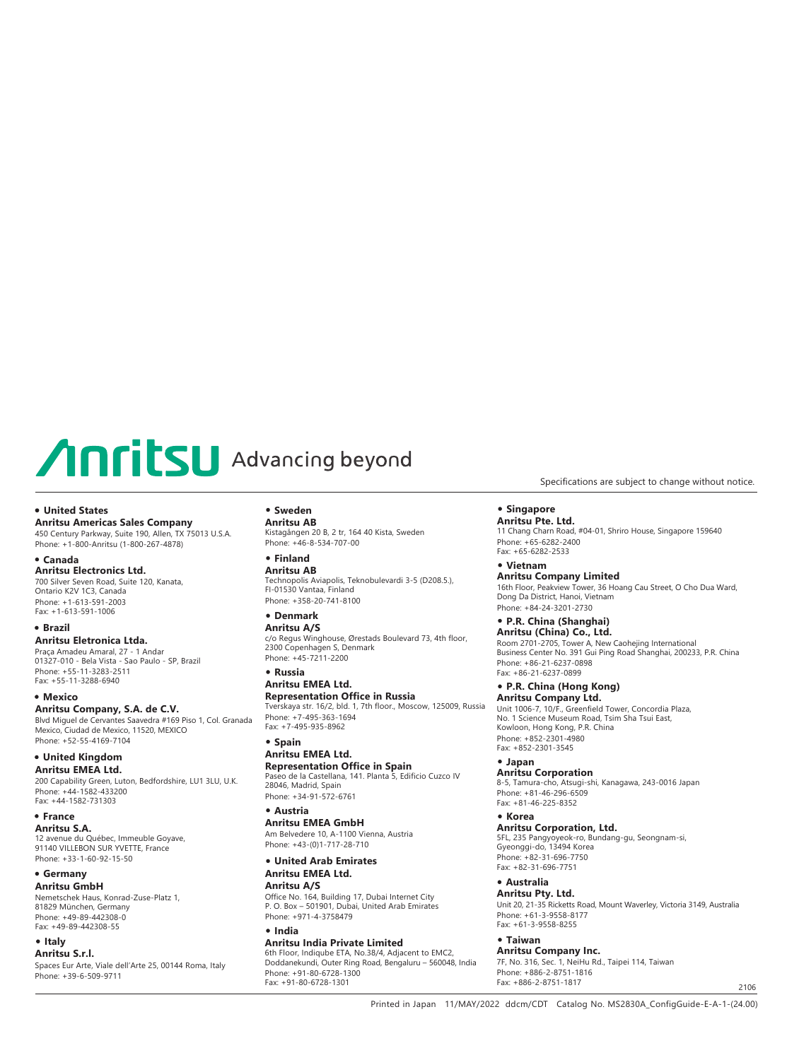Anritsu Advancing beyond

Specifications are subject to change without notice.

- **United States**

**Anritsu Americas Sales Company**
450 Century Parkway, Suite 190, Allen, TX 75013 U.S.A.
Phone: +1-800-Anritsu (1-800-267-4878)

- **Canada**

**Anritsu Electronics Ltd.**
700 Silver Seven Road, Suite 120, Kanata,
Ontario K2V 1C3, Canada
Phone: +1-613-591-2003
Fax: +1-613-591-1006

- **Brazil**

**Anritsu Eletronica Ltda.**
Praça Amadeu Amaral, 27 - 1 Andar
01327-010 - Bela Vista - Sao Paulo - SP, Brazil
Phone: +55-11-3283-2511
Fax: +55-11-3288-6940

- **Mexico**

**Anritsu Company, S.A. de C.V.**
Blvd Miguel de Cervantes Saavedra #169 Piso 1, Col. Granada
Mexico, Ciudad de Mexico, 11520, MEXICO
Phone: +52-55-4169-7104

- **United Kingdom**

**Anritsu EMEA Ltd.**
200 Capability Green, Luton, Bedfordshire, LU1 3LU, U.K.
Phone: +44-1582-433200
Fax: +44-1582-731303

- **France**

**Anritsu S.A.**
12 avenue du Québec, Immeuble Goyave,
91140 VILLEBON SUR YVETTE, France
Phone: +33-1-60-92-15-50

- **Germany**

**Anritsu GmbH**
Nemetschek Haus, Konrad-Zuse-Platz 1,
81829 München, Germany
Phone: +49-89-442308-0
Fax: +49-89-442308-55

- **Italy**

**Anritsu S.r.l.**
Spaces Eur Arte, Viale dell'Arte 25, 00144 Roma, Italy
Phone: +39-6-509-9711

- **Sweden**

**Anritsu AB**
Kistagången 20 B, 2 tr, 164 40 Kista, Sweden
Phone: +46-8-534-707-00

- **Finland**

**Anritsu AB**
Technopolis Aviapolis, Teknobulevardi 3-5 (D208.5.),
FI-01530 Vantaa, Finland
Phone: +358-20-741-8100

- **Denmark**

**Anritsu A/S**
c/o Regus Winghouse, Ørestads Boulevard 73, 4th floor,
2300 Copenhagen S, Denmark
Phone: +45-7211-2200

- **Russia**

**Anritsu EMEA Ltd.**
**Representation Office in Russia**
Tverskaya str. 16/2, bld. 1, 7th floor., Moscow, 125009, Russia
Phone: +7-495-363-1694
Fax: +7-495-935-8962

- **Spain**

**Anritsu EMEA Ltd.**
**Representation Office in Spain**
Paseo de la Castellana, 141. Planta 5, Edificio Cuzco IV
28046, Madrid, Spain
Phone: +34-91-572-6761

- **Austria**

**Anritsu EMEA GmbH**
Am Belvedere 10, A-1100 Vienna, Austria
Phone: +43-(0)1-717-28-710

- **United Arab Emirates**

**Anritsu EMEA Ltd.**
**Anritsu A/S**
Office No. 164, Building 17, Dubai Internet City
P. O. Box – 501901, Dubai, United Arab Emirates
Phone: +971-4-3758479

- **India**

**Anritsu India Private Limited**
6th Floor, Indiqube ETA, No.38/4, Adjacent to EMC2,
Doddanekundi, Outer Ring Road, Bengaluru – 560048, India
Phone: +91-80-6728-1300
Fax: +91-80-6728-1301

- **Singapore**

**Anritsu Pte. Ltd.**
11 Chang Charn Road, #04-01, Shriro House, Singapore 159640
Phone: +65-6282-2400
Fax: +65-6282-2533

- **Vietnam**

**Anritsu Company Limited**
16th Floor, Peakview Tower, 36 Hoang Cau Street, O Cho Dua Ward,
Dong Da District, Hanoi, Vietnam
Phone: +84-24-3201-2730

- **P.R. China (Shanghai)**

**Anritsu (China) Co., Ltd.**
Room 2701-2705, Tower A, New Caohejing International
Business Center No. 391 Gui Ping Road Shanghai, 200233, P.R. China
Phone: +86-21-6237-0898
Fax: +86-21-6237-0899

- **P.R. China (Hong Kong)**

**Anritsu Company Ltd.**
Unit 1006-7, 10/F., Greenfield Tower, Concordia Plaza,
No. 1 Science Museum Road, Tsim Sha Tsui East,
Kowloon, Hong Kong, P.R. China
Phone: +852-2301-4980
Fax: +852-2301-3545

- **Japan**

**Anritsu Corporation**
8-5, Tamura-cho, Atsugi-shi, Kanagawa, 243-0016 Japan
Phone: +81-46-296-6509
Fax: +81-46-225-8352

- **Korea**

**Anritsu Corporation, Ltd.**
5FL, 235 Pangyoyeok-ro, Bundang-gu, Seongnam-si,
Gyeonggi-do, 13494 Korea
Phone: +82-31-696-7750
Fax: +82-31-696-7751

- **Australia**

**Anritsu Pty. Ltd.**
Unit 20, 21-35 Ricketts Road, Mount Waverley, Victoria 3149, Australia
Phone: +61-3-9558-8177
Fax: +61-3-9558-8255

- **Taiwan**

**Anritsu Company Inc.**
7F, No. 316, Sec. 1, NeiHu Rd., Taipei 114, Taiwan
Phone: +886-2-8751-1816
Fax: +886-2-8751-1817

2106

Printed in Japan 11/MAY/2022 ddcm/CDT Catalog No. MS2830A_ConfigGuide-E-A-1-(24.00)